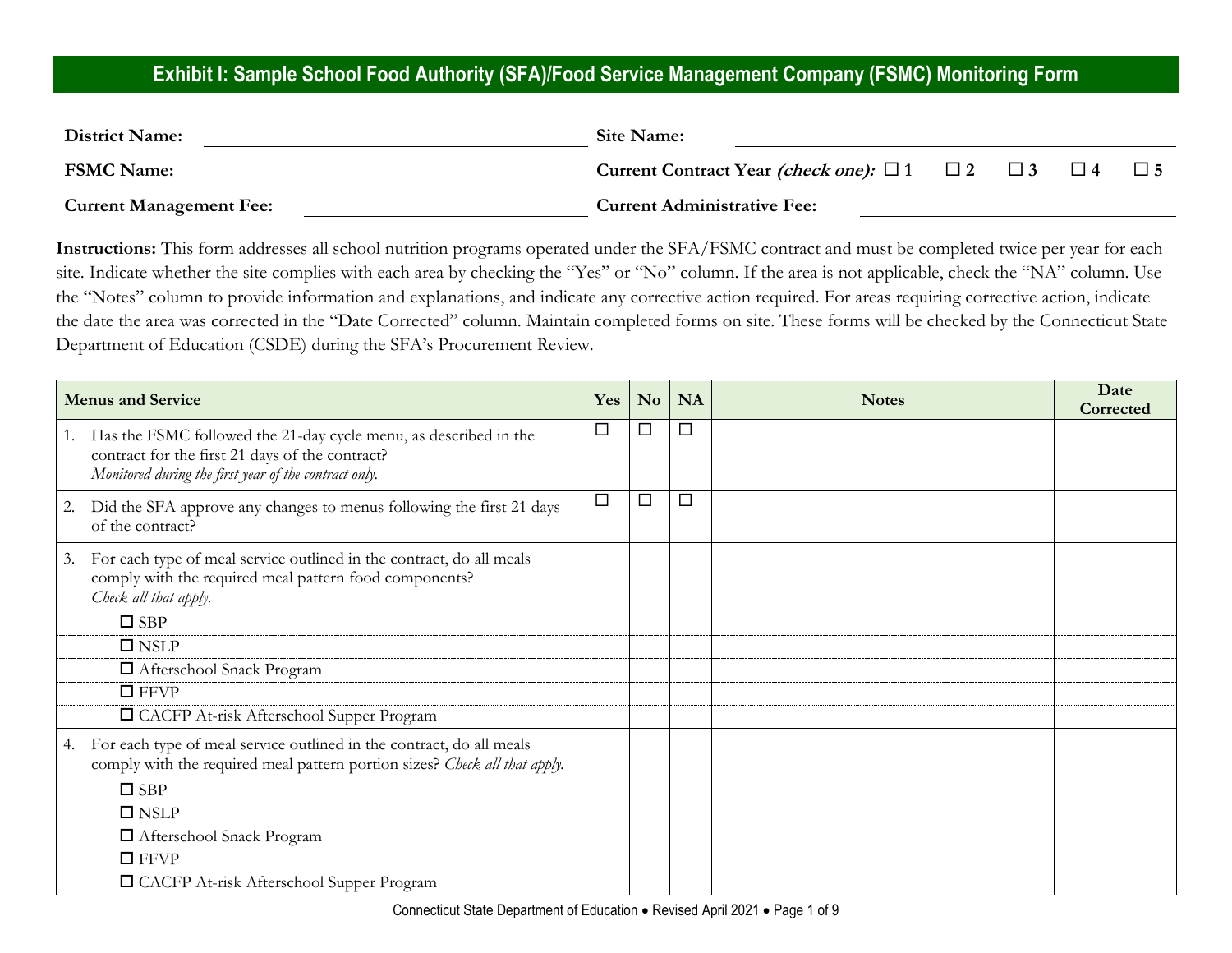## Exhibit I: Sample School Food Authority (SFA)/Food Service Management Company (FSMC) Monitoring Form

**District Name:** ______________________ **Site Name:** ______________________

**FSMC Name:** ______________________ **Current Contract Year *(check one):*** ☐ 1 ☐ 2 ☐ 3 ☐ 4 ☐ 5

**Current Management Fee:** ______________________ **Current Administrative Fee:** ______________________

**Instructions:** This form addresses all school nutrition programs operated under the SFA/FSMC contract and must be completed twice per year for each site. Indicate whether the site complies with each area by checking the "Yes" or "No" column. If the area is not applicable, check the "NA" column. Use the "Notes" column to provide information and explanations, and indicate any corrective action required. For areas requiring corrective action, indicate the date the area was corrected in the "Date Corrected" column. Maintain completed forms on site. These forms will be checked by the Connecticut State Department of Education (CSDE) during the SFA's Procurement Review.

| Menus and Service | Yes | No | NA | Notes | Date Corrected |
|---|---|---|---|---|---|
| 1. Has the FSMC followed the 21-day cycle menu, as described in the contract for the first 21 days of the contract? *Monitored during the first year of the contract only.* | ☐ | ☐ | ☐ | | |
| 2. Did the SFA approve any changes to menus following the first 21 days of the contract? | ☐ | ☐ | ☐ | | |
| 3. For each type of meal service outlined in the contract, do all meals comply with the required meal pattern food components? *Check all that apply.* ☐ SBP | | | | | |
| ☐ NSLP | | | | | |
| ☐ Afterschool Snack Program | | | | | |
| ☐ FFVP | | | | | |
| ☐ CACFP At-risk Afterschool Supper Program | | | | | |
| 4. For each type of meal service outlined in the contract, do all meals comply with the required meal pattern portion sizes? *Check all that apply.* ☐ SBP | | | | | |
| ☐ NSLP | | | | | |
| ☐ Afterschool Snack Program | | | | | |
| ☐ FFVP | | | | | |
| ☐ CACFP At-risk Afterschool Supper Program | | | | | |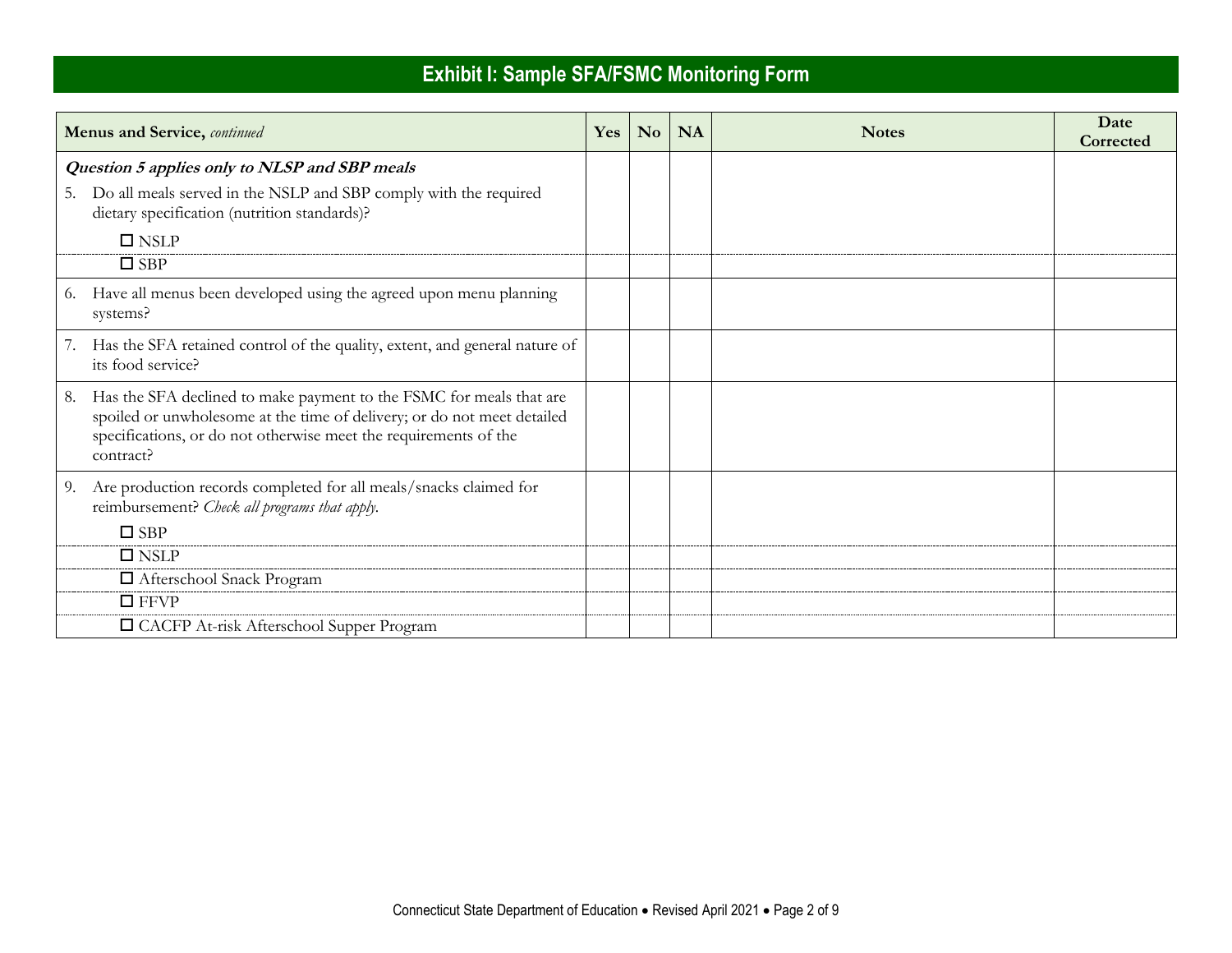# Exhibit I: Sample SFA/FSMC Monitoring Form

| **Menus and Service,** *continued* | **Yes** | **No** | **NA** | **Notes** | **Date Corrected** |
|---|---|---|---|---|---|
| ***Question 5 applies only to NLSP and SBP meals*** <br> 5. Do all meals served in the NSLP and SBP comply with the required dietary specification (nutrition standards)? <br> ☐ NSLP | | | | | |
| ☐ SBP | | | | | |
| 6. Have all menus been developed using the agreed upon menu planning systems? | | | | | |
| 7. Has the SFA retained control of the quality, extent, and general nature of its food service? | | | | | |
| 8. Has the SFA declined to make payment to the FSMC for meals that are spoiled or unwholesome at the time of delivery; or do not meet detailed specifications, or do not otherwise meet the requirements of the contract? | | | | | |
| 9. Are production records completed for all meals/snacks claimed for reimbursement? *Check all programs that apply.* <br> ☐ SBP | | | | | |
| ☐ NSLP | | | | | |
| ☐ Afterschool Snack Program | | | | | |
| ☐ FFVP | | | | | |
| ☐ CACFP At-risk Afterschool Supper Program | | | | | |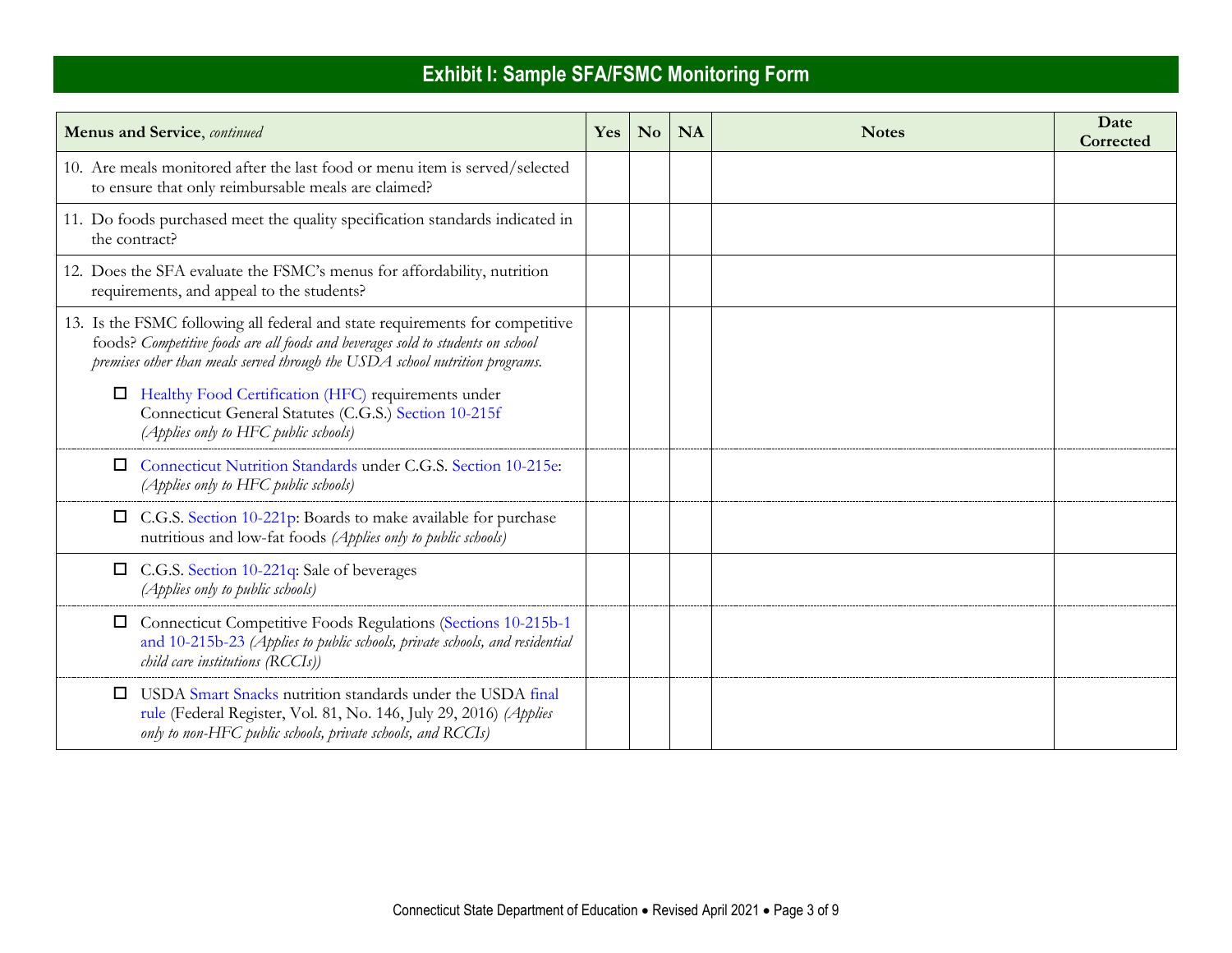## Exhibit I: Sample SFA/FSMC Monitoring Form

| **Menus and Service**, *continued* | Yes | No | NA | Notes | Date Corrected |
|---|---|---|---|---|---|
| 10. Are meals monitored after the last food or menu item is served/selected to ensure that only reimbursable meals are claimed? | | | | | |
| 11. Do foods purchased meet the quality specification standards indicated in the contract? | | | | | |
| 12. Does the SFA evaluate the FSMC's menus for affordability, nutrition requirements, and appeal to the students? | | | | | |
| 13. Is the FSMC following all federal and state requirements for competitive foods? *Competitive foods are all foods and beverages sold to students on school premises other than meals served through the USDA school nutrition programs.* <br> ☐ Healthy Food Certification (HFC) requirements under Connecticut General Statutes (C.G.S.) Section 10-215f *(Applies only to HFC public schools)* | | | | | |
| ☐ Connecticut Nutrition Standards under C.G.S. Section 10-215e: *(Applies only to HFC public schools)* | | | | | |
| ☐ C.G.S. Section 10-221p: Boards to make available for purchase nutritious and low-fat foods *(Applies only to public schools)* | | | | | |
| ☐ C.G.S. Section 10-221q: Sale of beverages *(Applies only to public schools)* | | | | | |
| ☐ Connecticut Competitive Foods Regulations (Sections 10-215b-1 and 10-215b-23 *(Applies to public schools, private schools, and residential child care institutions (RCCIs))* | | | | | |
| ☐ USDA Smart Snacks nutrition standards under the USDA final rule (Federal Register, Vol. 81, No. 146, July 29, 2016) *(Applies only to non-HFC public schools, private schools, and RCCIs)* | | | | | |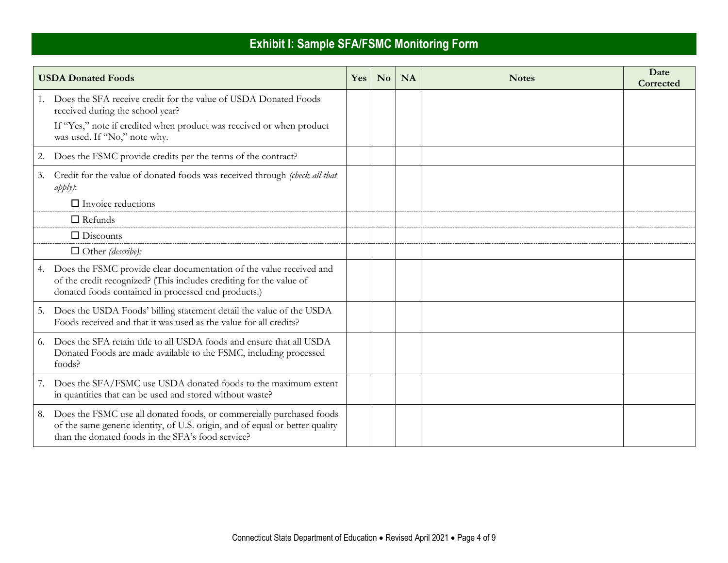# Exhibit I: Sample SFA/FSMC Monitoring Form

| USDA Donated Foods | Yes | No | NA | Notes | Date Corrected |
|---|---|---|---|---|---|
| 1. Does the SFA receive credit for the value of USDA Donated Foods received during the school year?<br>If "Yes," note if credited when product was received or when product was used. If "No," note why. | | | | | |
| 2. Does the FSMC provide credits per the terms of the contract? | | | | | |
| 3. Credit for the value of donated foods was received through *(check all that apply)*:<br>☐ Invoice reductions | | | | | |
| ☐ Refunds | | | | | |
| ☐ Discounts | | | | | |
| ☐ Other *(describe):* | | | | | |
| 4. Does the FSMC provide clear documentation of the value received and of the credit recognized? (This includes crediting for the value of donated foods contained in processed end products.) | | | | | |
| 5. Does the USDA Foods' billing statement detail the value of the USDA Foods received and that it was used as the value for all credits? | | | | | |
| 6. Does the SFA retain title to all USDA foods and ensure that all USDA Donated Foods are made available to the FSMC, including processed foods? | | | | | |
| 7. Does the SFA/FSMC use USDA donated foods to the maximum extent in quantities that can be used and stored without waste? | | | | | |
| 8. Does the FSMC use all donated foods, or commercially purchased foods of the same generic identity, of U.S. origin, and of equal or better quality than the donated foods in the SFA's food service? | | | | | |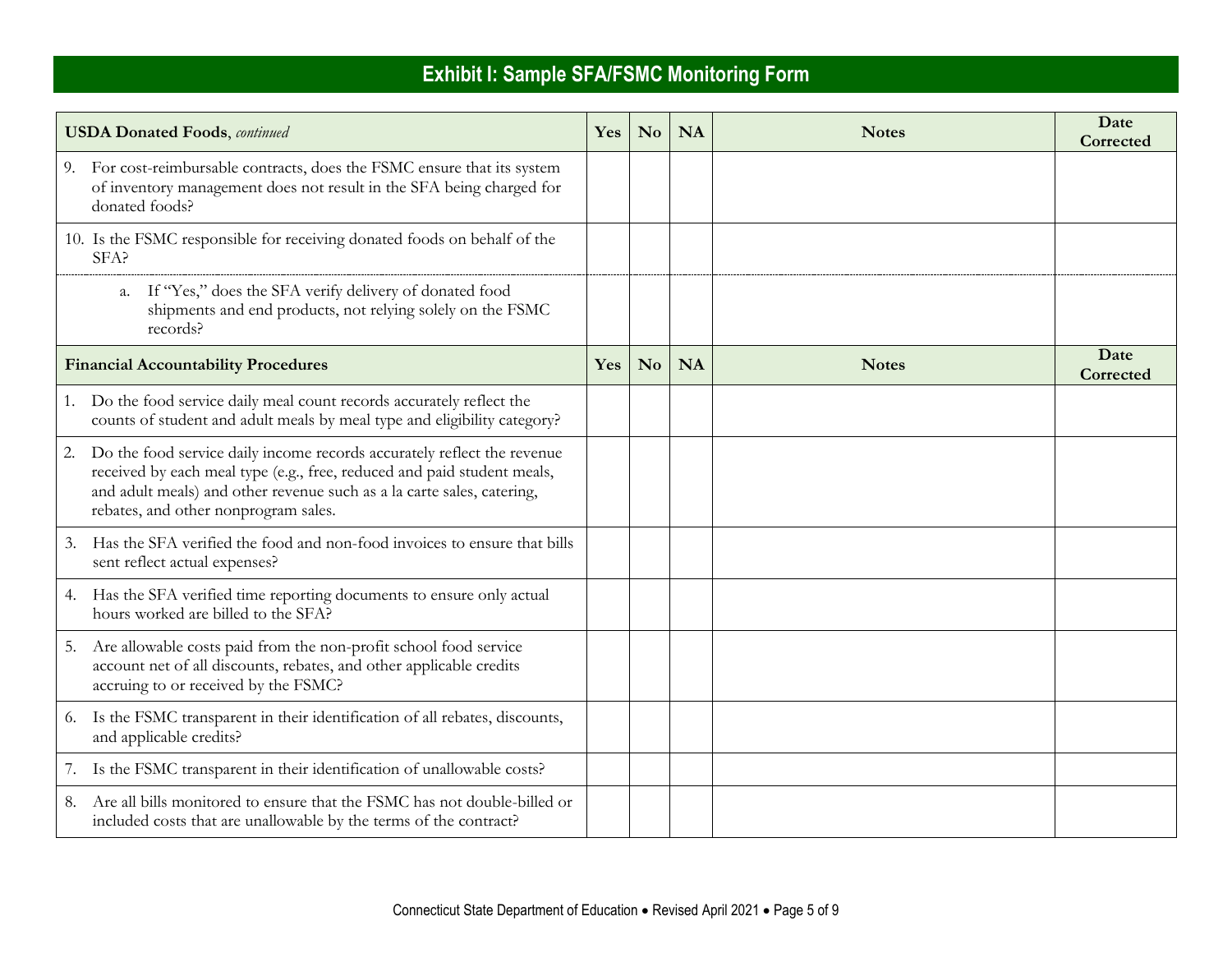## Exhibit I: Sample SFA/FSMC Monitoring Form

| **USDA Donated Foods**, *continued* | Yes | No | NA | Notes | Date Corrected |
|---|---|---|---|---|---|
| 9. For cost-reimbursable contracts, does the FSMC ensure that its system of inventory management does not result in the SFA being charged for donated foods? | | | | | |
| 10. Is the FSMC responsible for receiving donated foods on behalf of the SFA? | | | | | |
| a. If "Yes," does the SFA verify delivery of donated food shipments and end products, not relying solely on the FSMC records? | | | | | |

| **Financial Accountability Procedures** | Yes | No | NA | Notes | Date Corrected |
|---|---|---|---|---|---|
| 1. Do the food service daily meal count records accurately reflect the counts of student and adult meals by meal type and eligibility category? | | | | | |
| 2. Do the food service daily income records accurately reflect the revenue received by each meal type (e.g., free, reduced and paid student meals, and adult meals) and other revenue such as a la carte sales, catering, rebates, and other nonprogram sales. | | | | | |
| 3. Has the SFA verified the food and non-food invoices to ensure that bills sent reflect actual expenses? | | | | | |
| 4. Has the SFA verified time reporting documents to ensure only actual hours worked are billed to the SFA? | | | | | |
| 5. Are allowable costs paid from the non-profit school food service account net of all discounts, rebates, and other applicable credits accruing to or received by the FSMC? | | | | | |
| 6. Is the FSMC transparent in their identification of all rebates, discounts, and applicable credits? | | | | | |
| 7. Is the FSMC transparent in their identification of unallowable costs? | | | | | |
| 8. Are all bills monitored to ensure that the FSMC has not double-billed or included costs that are unallowable by the terms of the contract? | | | | | |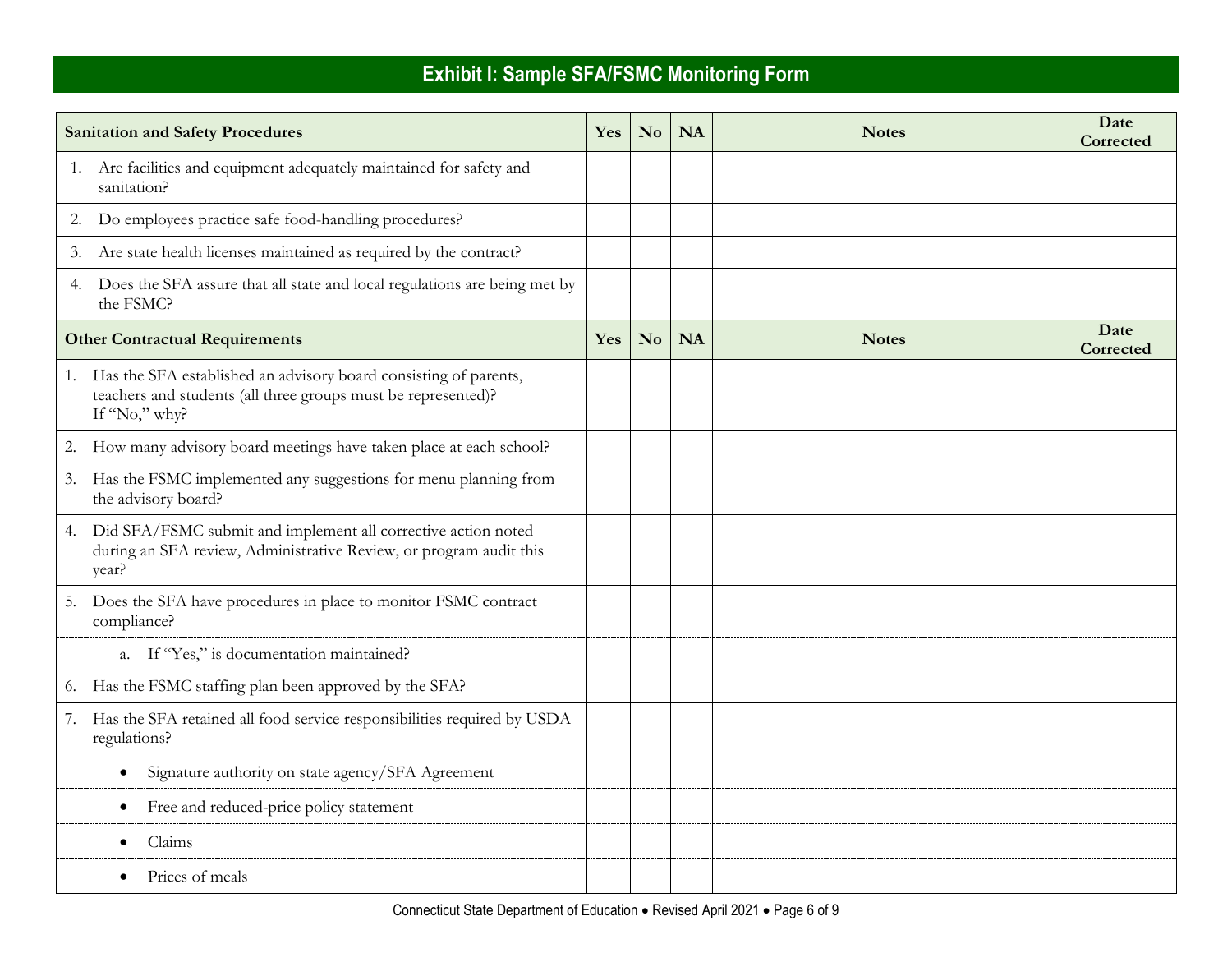## Exhibit I: Sample SFA/FSMC Monitoring Form

| Sanitation and Safety Procedures | Yes | No | NA | Notes | Date Corrected |
|---|---|---|---|---|---|
| 1. Are facilities and equipment adequately maintained for safety and sanitation? | | | | | |
| 2. Do employees practice safe food-handling procedures? | | | | | |
| 3. Are state health licenses maintained as required by the contract? | | | | | |
| 4. Does the SFA assure that all state and local regulations are being met by the FSMC? | | | | | |

| Other Contractual Requirements | Yes | No | NA | Notes | Date Corrected |
|---|---|---|---|---|---|
| 1. Has the SFA established an advisory board consisting of parents, teachers and students (all three groups must be represented)? If "No," why? | | | | | |
| 2. How many advisory board meetings have taken place at each school? | | | | | |
| 3. Has the FSMC implemented any suggestions for menu planning from the advisory board? | | | | | |
| 4. Did SFA/FSMC submit and implement all corrective action noted during an SFA review, Administrative Review, or program audit this year? | | | | | |
| 5. Does the SFA have procedures in place to monitor FSMC contract compliance? | | | | | |
| a. If "Yes," is documentation maintained? | | | | | |
| 6. Has the FSMC staffing plan been approved by the SFA? | | | | | |
| 7. Has the SFA retained all food service responsibilities required by USDA regulations?<br>• Signature authority on state agency/SFA Agreement | | | | | |
| • Free and reduced-price policy statement | | | | | |
| • Claims | | | | | |
| • Prices of meals | | | | | |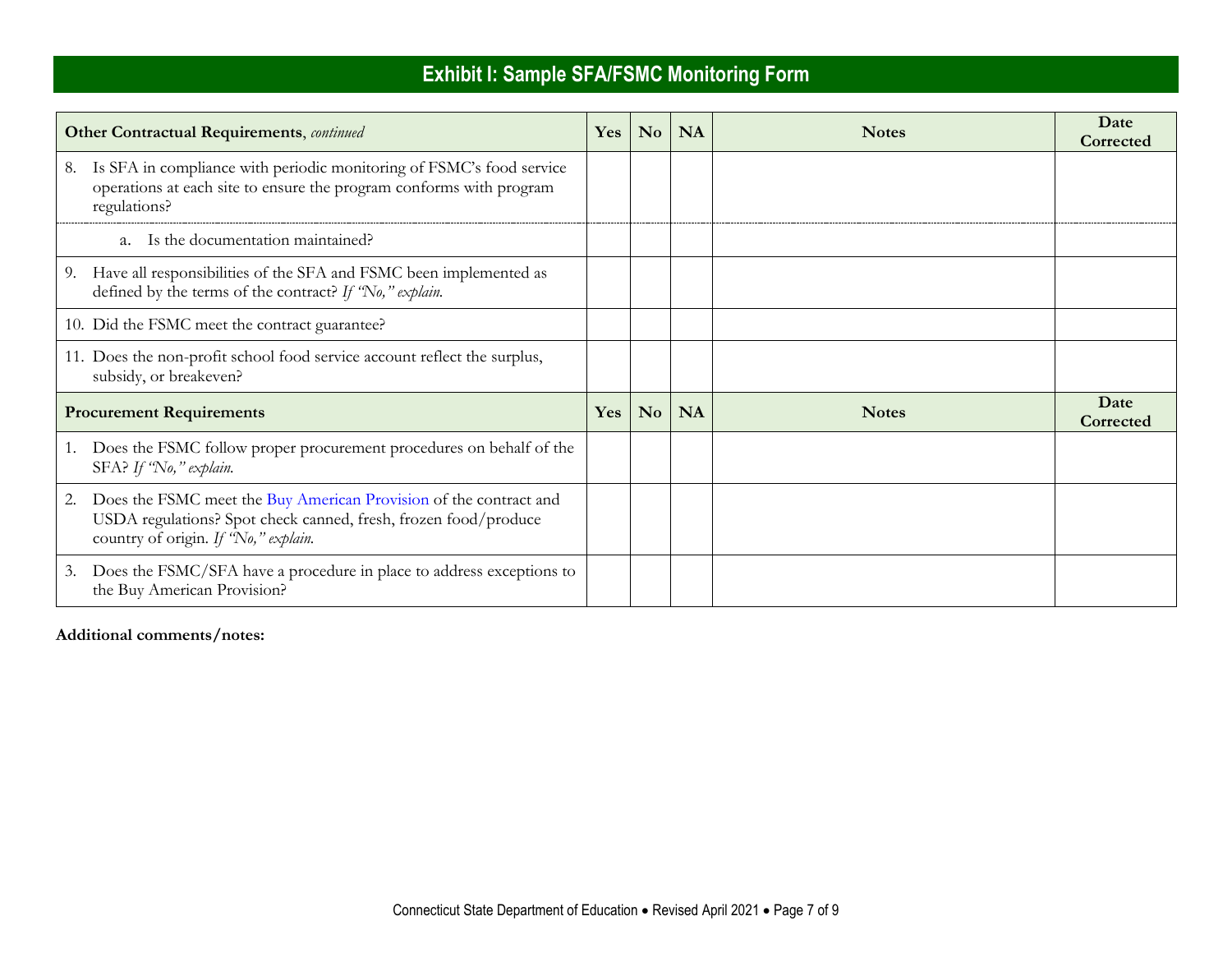# Exhibit I: Sample SFA/FSMC Monitoring Form

| **Other Contractual Requirements**, *continued* | **Yes** | **No** | **NA** | **Notes** | **Date Corrected** |
|---|---|---|---|---|---|
| 8. Is SFA in compliance with periodic monitoring of FSMC's food service operations at each site to ensure the program conforms with program regulations? | | | | | |
| a. Is the documentation maintained? | | | | | |
| 9. Have all responsibilities of the SFA and FSMC been implemented as defined by the terms of the contract? *If "No," explain.* | | | | | |
| 10. Did the FSMC meet the contract guarantee? | | | | | |
| 11. Does the non-profit school food service account reflect the surplus, subsidy, or breakeven? | | | | | |
| **Procurement Requirements** | **Yes** | **No** | **NA** | **Notes** | **Date Corrected** |
| 1. Does the FSMC follow proper procurement procedures on behalf of the SFA? *If "No," explain.* | | | | | |
| 2. Does the FSMC meet the Buy American Provision of the contract and USDA regulations? Spot check canned, fresh, frozen food/produce country of origin. *If "No," explain.* | | | | | |
| 3. Does the FSMC/SFA have a procedure in place to address exceptions to the Buy American Provision? | | | | | |

**Additional comments/notes:**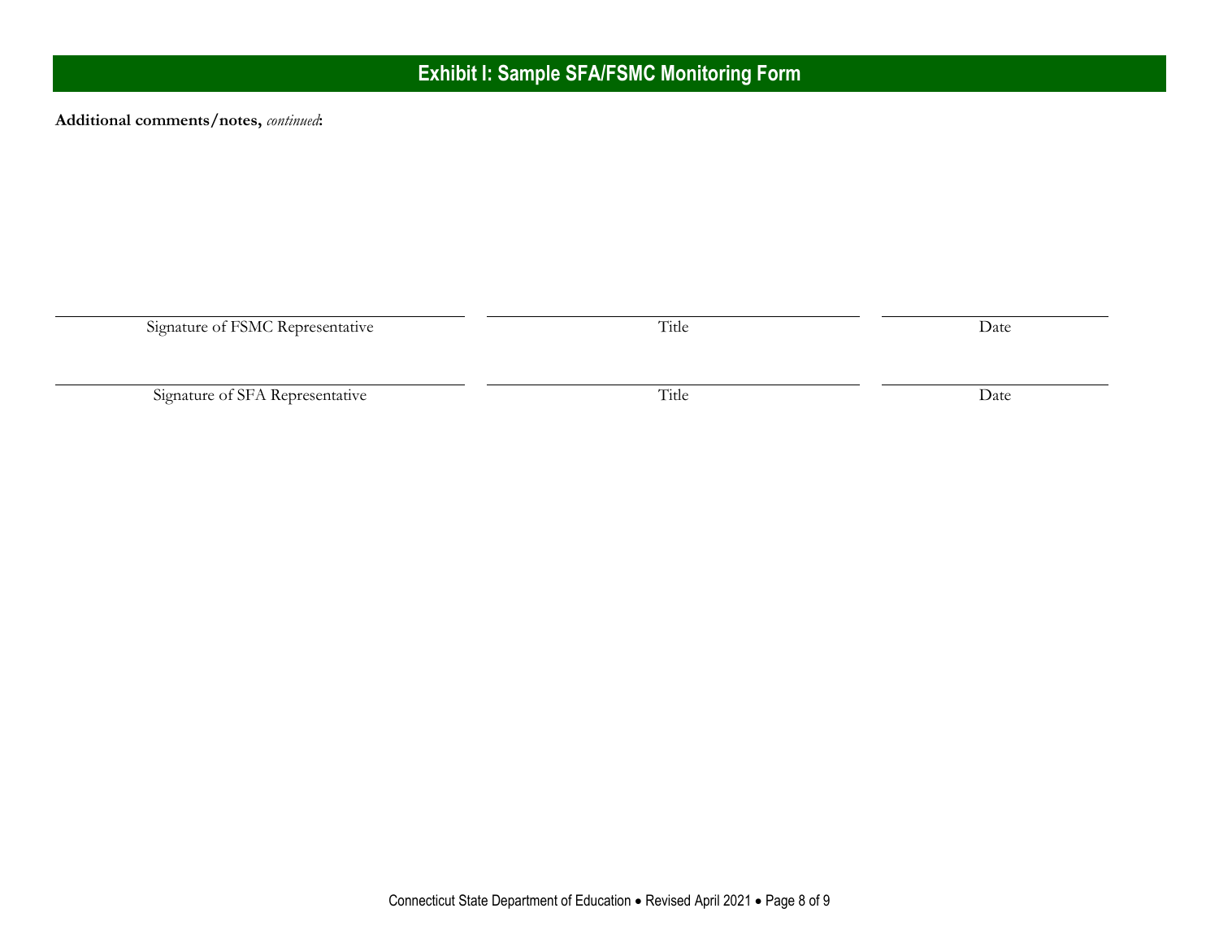## Exhibit I: Sample SFA/FSMC Monitoring Form

**Additional comments/notes,** ***continued*****:**

| ______________________________ | ______________________________ | ______________________________ |
|---|---|---|
| Signature of FSMC Representative | Title | Date |
| ______________________________ | ______________________________ | ______________________________ |
| Signature of SFA Representative | Title | Date |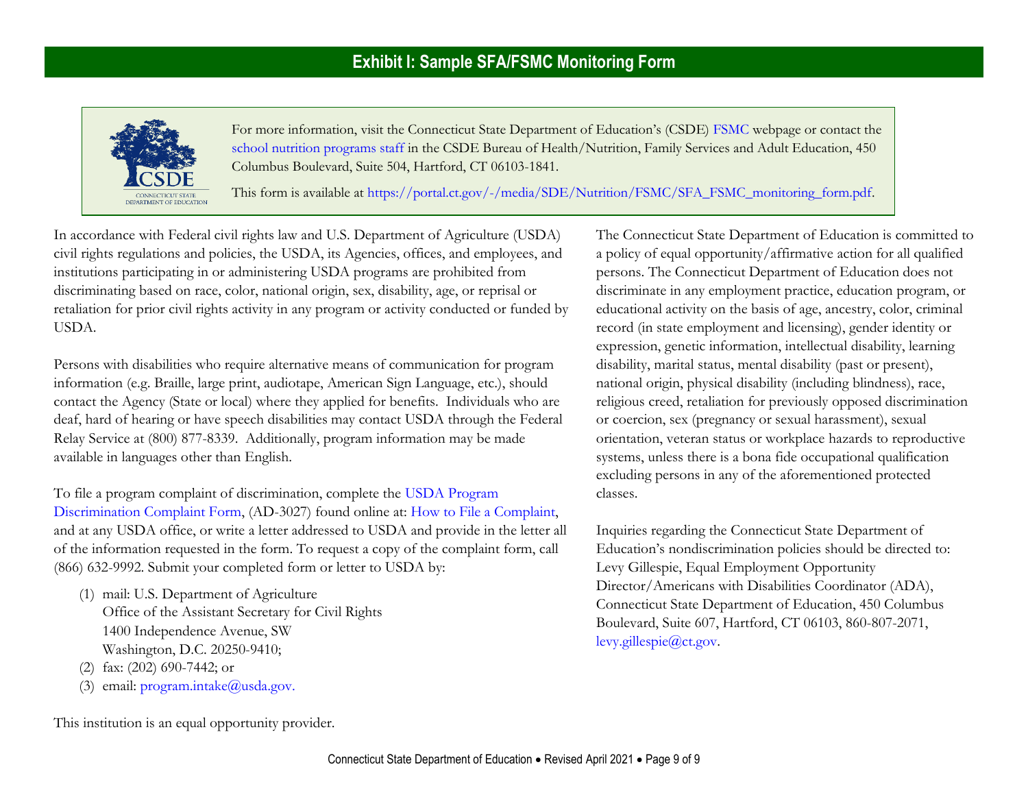## Exhibit I: Sample SFA/FSMC Monitoring Form

For more information, visit the Connecticut State Department of Education's (CSDE) FSMC webpage or contact the school nutrition programs staff in the CSDE Bureau of Health/Nutrition, Family Services and Adult Education, 450 Columbus Boulevard, Suite 504, Hartford, CT 06103-1841.

This form is available at https://portal.ct.gov/-/media/SDE/Nutrition/FSMC/SFA_FSMC_monitoring_form.pdf.

In accordance with Federal civil rights law and U.S. Department of Agriculture (USDA) civil rights regulations and policies, the USDA, its Agencies, offices, and employees, and institutions participating in or administering USDA programs are prohibited from discriminating based on race, color, national origin, sex, disability, age, or reprisal or retaliation for prior civil rights activity in any program or activity conducted or funded by USDA.

Persons with disabilities who require alternative means of communication for program information (e.g. Braille, large print, audiotape, American Sign Language, etc.), should contact the Agency (State or local) where they applied for benefits. Individuals who are deaf, hard of hearing or have speech disabilities may contact USDA through the Federal Relay Service at (800) 877-8339. Additionally, program information may be made available in languages other than English.

To file a program complaint of discrimination, complete the USDA Program Discrimination Complaint Form, (AD-3027) found online at: How to File a Complaint, and at any USDA office, or write a letter addressed to USDA and provide in the letter all of the information requested in the form. To request a copy of the complaint form, call (866) 632-9992. Submit your completed form or letter to USDA by:

(1) mail: U.S. Department of Agriculture
Office of the Assistant Secretary for Civil Rights
1400 Independence Avenue, SW
Washington, D.C. 20250-9410;
(2) fax: (202) 690-7442; or
(3) email: program.intake@usda.gov.

This institution is an equal opportunity provider.

The Connecticut State Department of Education is committed to a policy of equal opportunity/affirmative action for all qualified persons. The Connecticut Department of Education does not discriminate in any employment practice, education program, or educational activity on the basis of age, ancestry, color, criminal record (in state employment and licensing), gender identity or expression, genetic information, intellectual disability, learning disability, marital status, mental disability (past or present), national origin, physical disability (including blindness), race, religious creed, retaliation for previously opposed discrimination or coercion, sex (pregnancy or sexual harassment), sexual orientation, veteran status or workplace hazards to reproductive systems, unless there is a bona fide occupational qualification excluding persons in any of the aforementioned protected classes.

Inquiries regarding the Connecticut State Department of Education's nondiscrimination policies should be directed to: Levy Gillespie, Equal Employment Opportunity Director/Americans with Disabilities Coordinator (ADA), Connecticut State Department of Education, 450 Columbus Boulevard, Suite 607, Hartford, CT 06103, 860-807-2071, levy.gillespie@ct.gov.